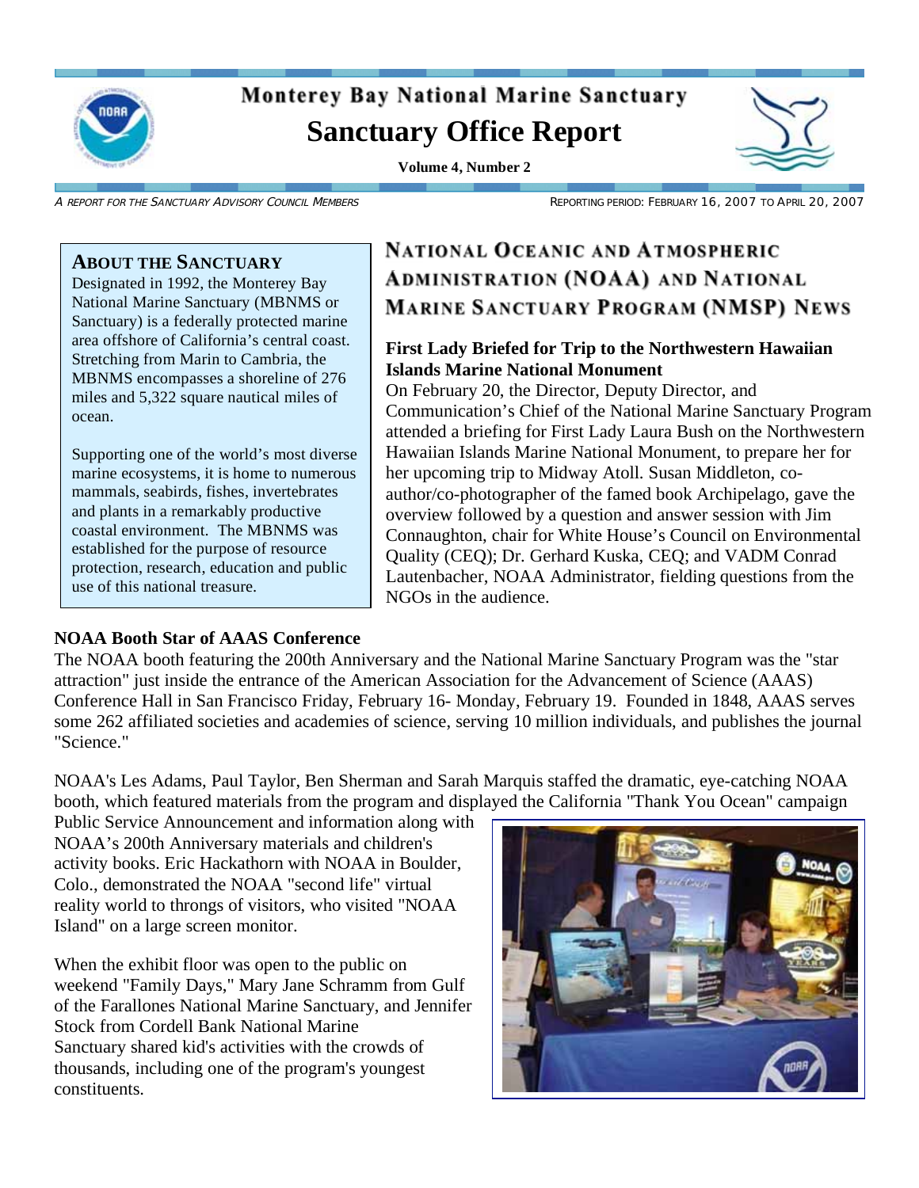# Monterey Bay National Marine Sanctuary

# Sanctuary Office Report

**Volume 4, Number 2**

*A REPORT FOR THE SANCTUARY ADVISORY COUNCIL MEMBERS* REPORTING PERIOD: FEBRUARY 16, 2007 TO APRIL 20, 2007

### ABOUT THE SANCTUARY

Designated in 1992, the Monterey Bay National Marine Sanctuary (MBNMS or Sanctuary) is a federally protected marine area offshore of California's central coast. Stretching from Marin to Cambria, the MBNMS encompasses a shoreline of 276 miles and 5,322 square nautical miles of ocean.

Supporting one of the world's most diverse marine ecosystems, it is home to numerous mammals, seabirds, fishes, invertebrates and plants in a remarkably productive coastal environment. The MBNMS was established for the purpose of resource protection, research, education and public use of this national treasure.

## NATIONAL OCEANIC AND ATMOSPHERIC ADMINISTRATION (NOAA) AND NATIONAL MARINE SANCTUARY PROGRAM (NMSP) NEWS

### First Lady Briefed for Trip to the Northwestern Hawaiian Islands Marine National Monument

On February 20, the Director, Deputy Director, and Communication's Chief of the National Marine Sanctuary Program attended a briefing for First Lady Laura Bush on the Northwestern Hawaiian Islands Marine National Monument, to prepare her for her upcoming trip to Midway Atoll. Susan Middleton, co-author/co-photographer of the famed book Archipelago, gave the overview followed by a question and answer session with Jim Connaughton, chair for White House's Council on Environmental Quality (CEQ); Dr. Gerhard Kuska, CEQ; and VADM Conrad Lautenbacher, NOAA Administrator, fielding questions from the NGOs in the audience.

### NOAA Booth Star of AAAS Conference

The NOAA booth featuring the 200th Anniversary and the National Marine Sanctuary Program was the "star attraction" just inside the entrance of the American Association for the Advancement of Science (AAAS) Conference Hall in San Francisco Friday, February 16- Monday, February 19. Founded in 1848, AAAS serves some 262 affiliated societies and academies of science, serving 10 million individuals, and publishes the journal "Science."

NOAA's Les Adams, Paul Taylor, Ben Sherman and Sarah Marquis staffed the dramatic, eye-catching NOAA booth, which featured materials from the program and displayed the California "Thank You Ocean" campaign Public Service Announcement and information along with NOAA's 200th Anniversary materials and children's activity books. Eric Hackathorn with NOAA in Boulder, Colo., demonstrated the NOAA "second life" virtual reality world to throngs of visitors, who visited "NOAA Island" on a large screen monitor.

When the exhibit floor was open to the public on weekend "Family Days," Mary Jane Schramm from Gulf of the Farallones National Marine Sanctuary, and Jennifer Stock from Cordell Bank National Marine Sanctuary shared kid's activities with the crowds of thousands, including one of the program's youngest constituents.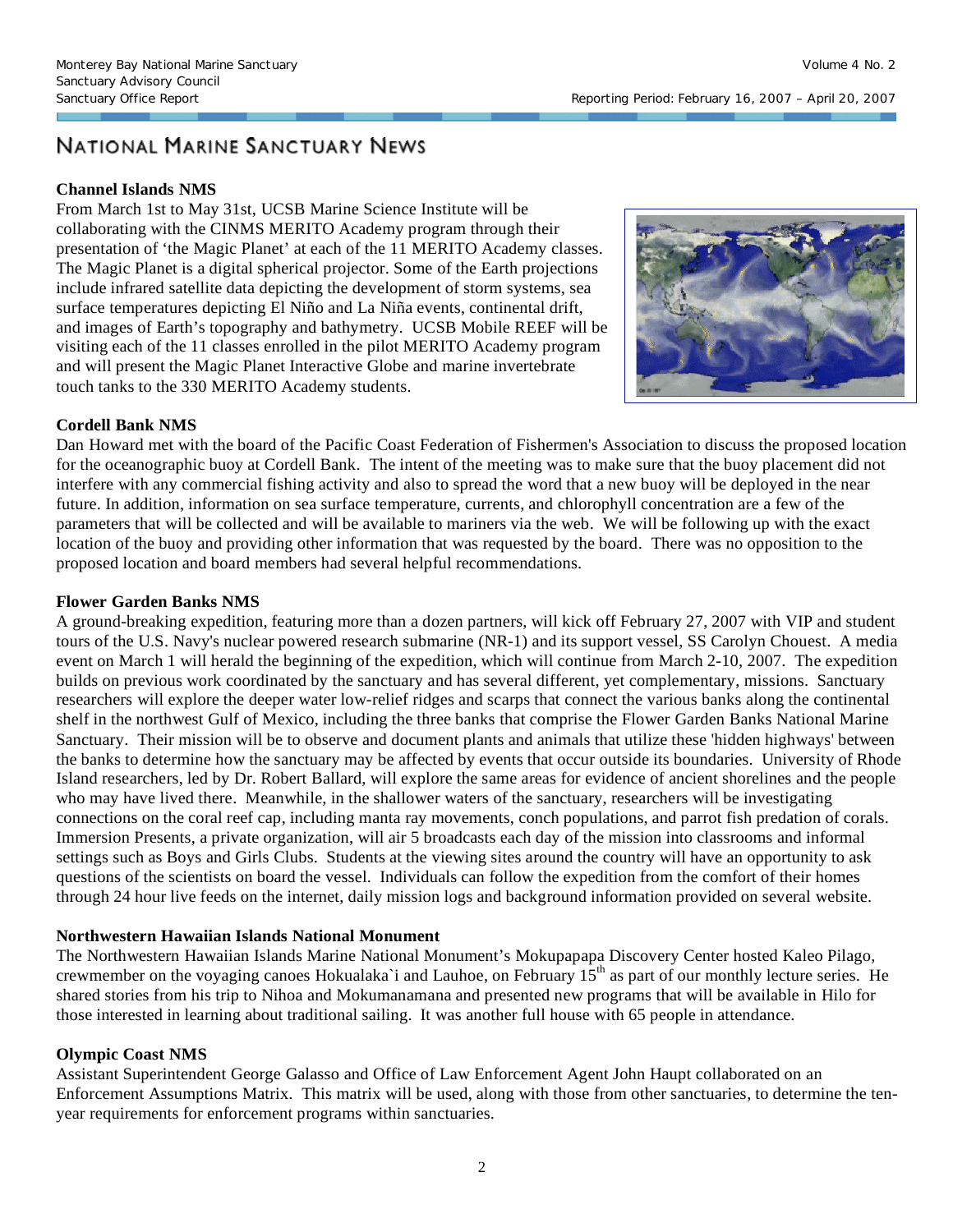# NATIONAL MARINE SANCTUARY NEWS

**Channel Islands NMS**

From March 1st to May 31st, UCSB Marine Science Institute will be collaborating with the CINMS MERITO Academy program through their presentation of 'the Magic Planet' at each of the 11 MERITO Academy classes. The Magic Planet is a digital spherical projector. Some of the Earth projections include infrared satellite data depicting the development of storm systems, sea surface temperatures depicting El Niño and La Niña events, continental drift, and images of Earth's topography and bathymetry. UCSB Mobile REEF will be visiting each of the 11 classes enrolled in the pilot MERITO Academy program and will present the Magic Planet Interactive Globe and marine invertebrate touch tanks to the 330 MERITO Academy students.

**Cordell Bank NMS**

Dan Howard met with the board of the Pacific Coast Federation of Fishermen's Association to discuss the proposed location for the oceanographic buoy at Cordell Bank. The intent of the meeting was to make sure that the buoy placement did not interfere with any commercial fishing activity and also to spread the word that a new buoy will be deployed in the near future. In addition, information on sea surface temperature, currents, and chlorophyll concentration are a few of the parameters that will be collected and will be available to mariners via the web. We will be following up with the exact location of the buoy and providing other information that was requested by the board. There was no opposition to the proposed location and board members had several helpful recommendations.

**Flower Garden Banks NMS**

A ground-breaking expedition, featuring more than a dozen partners, will kick off February 27, 2007 with VIP and student tours of the U.S. Navy's nuclear powered research submarine (NR-1) and its support vessel, SS Carolyn Chouest. A media event on March 1 will herald the beginning of the expedition, which will continue from March 2-10, 2007. The expedition builds on previous work coordinated by the sanctuary and has several different, yet complementary, missions. Sanctuary researchers will explore the deeper water low-relief ridges and scarps that connect the various banks along the continental shelf in the northwest Gulf of Mexico, including the three banks that comprise the Flower Garden Banks National Marine Sanctuary. Their mission will be to observe and document plants and animals that utilize these 'hidden highways' between the banks to determine how the sanctuary may be affected by events that occur outside its boundaries. University of Rhode Island researchers, led by Dr. Robert Ballard, will explore the same areas for evidence of ancient shorelines and the people who may have lived there. Meanwhile, in the shallower waters of the sanctuary, researchers will be investigating connections on the coral reef cap, including manta ray movements, conch populations, and parrot fish predation of corals. Immersion Presents, a private organization, will air 5 broadcasts each day of the mission into classrooms and informal settings such as Boys and Girls Clubs. Students at the viewing sites around the country will have an opportunity to ask questions of the scientists on board the vessel. Individuals can follow the expedition from the comfort of their homes through 24 hour live feeds on the internet, daily mission logs and background information provided on several website.

**Northwestern Hawaiian Islands National Monument**

The Northwestern Hawaiian Islands Marine National Monument's Mokupapapa Discovery Center hosted Kaleo Pilago, crewmember on the voyaging canoes Hokualaka`i and Lauhoe, on February 15th as part of our monthly lecture series. He shared stories from his trip to Nihoa and Mokumanamana and presented new programs that will be available in Hilo for those interested in learning about traditional sailing. It was another full house with 65 people in attendance.

**Olympic Coast NMS**

Assistant Superintendent George Galasso and Office of Law Enforcement Agent John Haupt collaborated on an Enforcement Assumptions Matrix. This matrix will be used, along with those from other sanctuaries, to determine the ten-year requirements for enforcement programs within sanctuaries.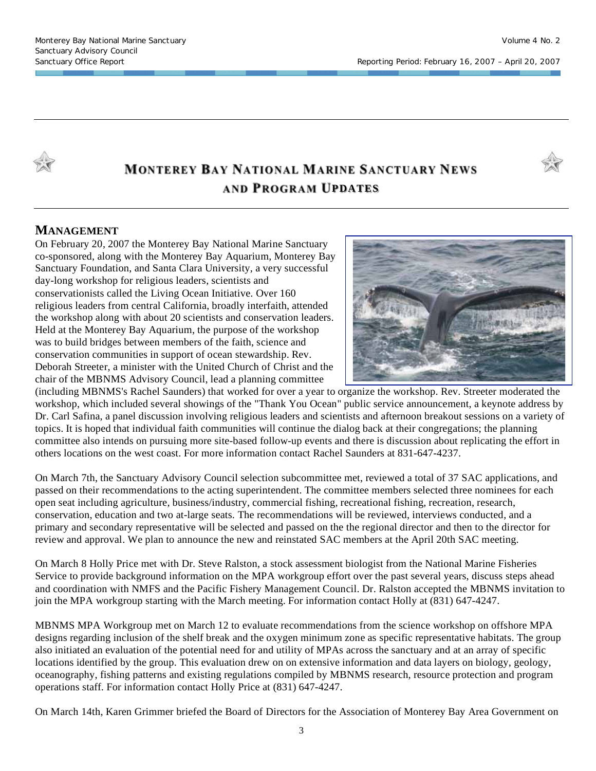# MONTEREY BAY NATIONAL MARINE SANCTUARY NEWS AND PROGRAM UPDATES

## MANAGEMENT

On February 20, 2007 the Monterey Bay National Marine Sanctuary co-sponsored, along with the Monterey Bay Aquarium, Monterey Bay Sanctuary Foundation, and Santa Clara University, a very successful day-long workshop for religious leaders, scientists and conservationists called the Living Ocean Initiative. Over 160 religious leaders from central California, broadly interfaith, attended the workshop along with about 20 scientists and conservation leaders. Held at the Monterey Bay Aquarium, the purpose of the workshop was to build bridges between members of the faith, science and conservation communities in support of ocean stewardship. Rev. Deborah Streeter, a minister with the United Church of Christ and the chair of the MBNMS Advisory Council, lead a planning committee (including MBNMS's Rachel Saunders) that worked for over a year to organize the workshop. Rev. Streeter moderated the workshop, which included several showings of the "Thank You Ocean" public service announcement, a keynote address by Dr. Carl Safina, a panel discussion involving religious leaders and scientists and afternoon breakout sessions on a variety of topics. It is hoped that individual faith communities will continue the dialog back at their congregations; the planning committee also intends on pursuing more site-based follow-up events and there is discussion about replicating the effort in others locations on the west coast. For more information contact Rachel Saunders at 831-647-4237.

On March 7th, the Sanctuary Advisory Council selection subcommittee met, reviewed a total of 37 SAC applications, and passed on their recommendations to the acting superintendent. The committee members selected three nominees for each open seat including agriculture, business/industry, commercial fishing, recreational fishing, recreation, research, conservation, education and two at-large seats. The recommendations will be reviewed, interviews conducted, and a primary and secondary representative will be selected and passed on the the regional director and then to the director for review and approval. We plan to announce the new and reinstated SAC members at the April 20th SAC meeting.

On March 8 Holly Price met with Dr. Steve Ralston, a stock assessment biologist from the National Marine Fisheries Service to provide background information on the MPA workgroup effort over the past several years, discuss steps ahead and coordination with NMFS and the Pacific Fishery Management Council. Dr. Ralston accepted the MBNMS invitation to join the MPA workgroup starting with the March meeting. For information contact Holly at (831) 647-4247.

MBNMS MPA Workgroup met on March 12 to evaluate recommendations from the science workshop on offshore MPA designs regarding inclusion of the shelf break and the oxygen minimum zone as specific representative habitats. The group also initiated an evaluation of the potential need for and utility of MPAs across the sanctuary and at an array of specific locations identified by the group. This evaluation drew on on extensive information and data layers on biology, geology, oceanography, fishing patterns and existing regulations compiled by MBNMS research, resource protection and program operations staff. For information contact Holly Price at (831) 647-4247.

On March 14th, Karen Grimmer briefed the Board of Directors for the Association of Monterey Bay Area Government on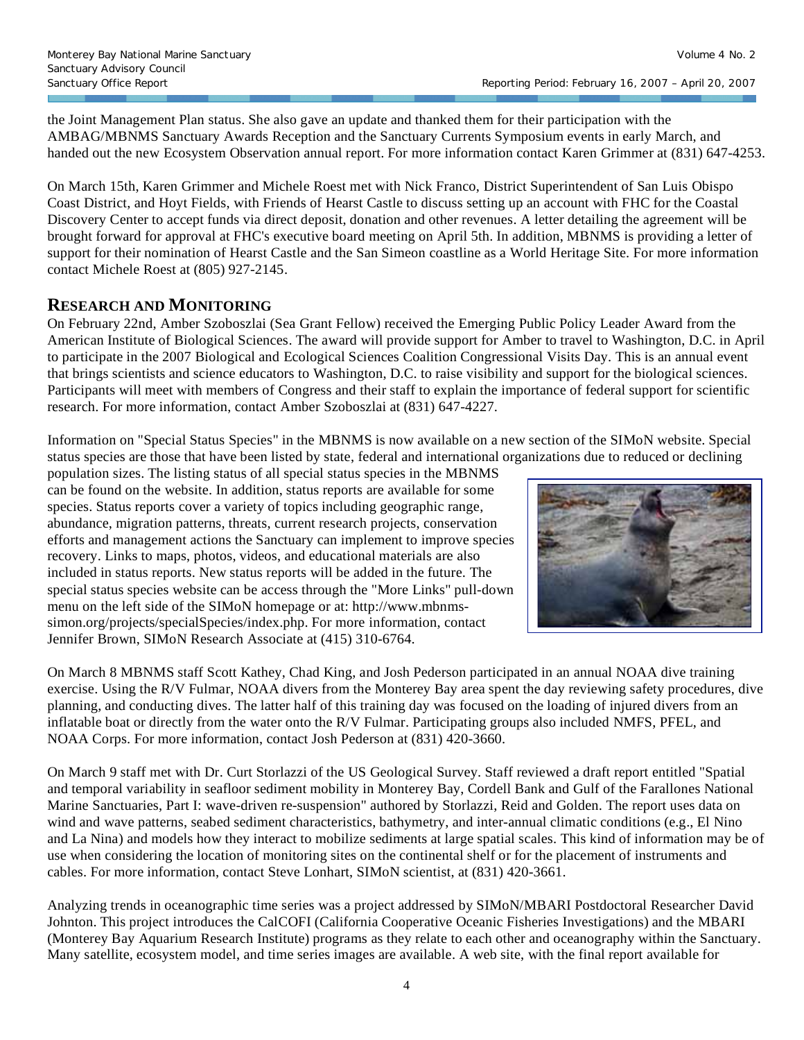the Joint Management Plan status. She also gave an update and thanked them for their participation with the AMBAG/MBNMS Sanctuary Awards Reception and the Sanctuary Currents Symposium events in early March, and handed out the new Ecosystem Observation annual report. For more information contact Karen Grimmer at (831) 647-4253.

On March 15th, Karen Grimmer and Michele Roest met with Nick Franco, District Superintendent of San Luis Obispo Coast District, and Hoyt Fields, with Friends of Hearst Castle to discuss setting up an account with FHC for the Coastal Discovery Center to accept funds via direct deposit, donation and other revenues. A letter detailing the agreement will be brought forward for approval at FHC's executive board meeting on April 5th. In addition, MBNMS is providing a letter of support for their nomination of Hearst Castle and the San Simeon coastline as a World Heritage Site. For more information contact Michele Roest at (805) 927-2145.

## RESEARCH AND MONITORING

On February 22nd, Amber Szoboszlai (Sea Grant Fellow) received the Emerging Public Policy Leader Award from the American Institute of Biological Sciences. The award will provide support for Amber to travel to Washington, D.C. in April to participate in the 2007 Biological and Ecological Sciences Coalition Congressional Visits Day. This is an annual event that brings scientists and science educators to Washington, D.C. to raise visibility and support for the biological sciences. Participants will meet with members of Congress and their staff to explain the importance of federal support for scientific research. For more information, contact Amber Szoboszlai at (831) 647-4227.

Information on "Special Status Species" in the MBNMS is now available on a new section of the SIMoN website. Special status species are those that have been listed by state, federal and international organizations due to reduced or declining population sizes. The listing status of all special status species in the MBNMS can be found on the website. In addition, status reports are available for some species. Status reports cover a variety of topics including geographic range, abundance, migration patterns, threats, current research projects, conservation efforts and management actions the Sanctuary can implement to improve species recovery. Links to maps, photos, videos, and educational materials are also included in status reports. New status reports will be added in the future. The special status species website can be access through the "More Links" pull-down menu on the left side of the SIMoN homepage or at: http://www.mbnms-simon.org/projects/specialSpecies/index.php. For more information, contact Jennifer Brown, SIMoN Research Associate at (415) 310-6764.

On March 8 MBNMS staff Scott Kathey, Chad King, and Josh Pederson participated in an annual NOAA dive training exercise. Using the R/V Fulmar, NOAA divers from the Monterey Bay area spent the day reviewing safety procedures, dive planning, and conducting dives. The latter half of this training day was focused on the loading of injured divers from an inflatable boat or directly from the water onto the R/V Fulmar. Participating groups also included NMFS, PFEL, and NOAA Corps. For more information, contact Josh Pederson at (831) 420-3660.

On March 9 staff met with Dr. Curt Storlazzi of the US Geological Survey. Staff reviewed a draft report entitled "Spatial and temporal variability in seafloor sediment mobility in Monterey Bay, Cordell Bank and Gulf of the Farallones National Marine Sanctuaries, Part I: wave-driven re-suspension" authored by Storlazzi, Reid and Golden. The report uses data on wind and wave patterns, seabed sediment characteristics, bathymetry, and inter-annual climatic conditions (e.g., El Nino and La Nina) and models how they interact to mobilize sediments at large spatial scales. This kind of information may be of use when considering the location of monitoring sites on the continental shelf or for the placement of instruments and cables. For more information, contact Steve Lonhart, SIMoN scientist, at (831) 420-3661.

Analyzing trends in oceanographic time series was a project addressed by SIMoN/MBARI Postdoctoral Researcher David Johnton. This project introduces the CalCOFI (California Cooperative Oceanic Fisheries Investigations) and the MBARI (Monterey Bay Aquarium Research Institute) programs as they relate to each other and oceanography within the Sanctuary. Many satellite, ecosystem model, and time series images are available. A web site, with the final report available for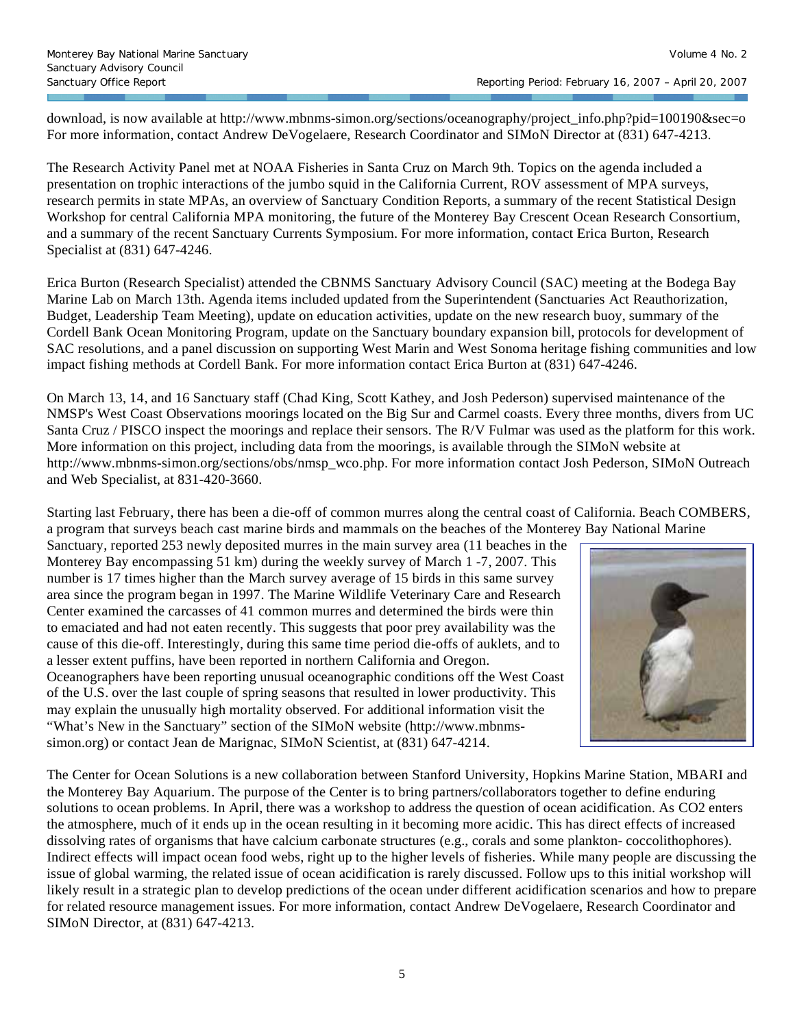download, is now available at http://www.mbnms-simon.org/sections/oceanography/project_info.php?pid=100190&sec=o For more information, contact Andrew DeVogelaere, Research Coordinator and SIMoN Director at (831) 647-4213.

The Research Activity Panel met at NOAA Fisheries in Santa Cruz on March 9th. Topics on the agenda included a presentation on trophic interactions of the jumbo squid in the California Current, ROV assessment of MPA surveys, research permits in state MPAs, an overview of Sanctuary Condition Reports, a summary of the recent Statistical Design Workshop for central California MPA monitoring, the future of the Monterey Bay Crescent Ocean Research Consortium, and a summary of the recent Sanctuary Currents Symposium. For more information, contact Erica Burton, Research Specialist at (831) 647-4246.

Erica Burton (Research Specialist) attended the CBNMS Sanctuary Advisory Council (SAC) meeting at the Bodega Bay Marine Lab on March 13th. Agenda items included updated from the Superintendent (Sanctuaries Act Reauthorization, Budget, Leadership Team Meeting), update on education activities, update on the new research buoy, summary of the Cordell Bank Ocean Monitoring Program, update on the Sanctuary boundary expansion bill, protocols for development of SAC resolutions, and a panel discussion on supporting West Marin and West Sonoma heritage fishing communities and low impact fishing methods at Cordell Bank. For more information contact Erica Burton at (831) 647-4246.

On March 13, 14, and 16 Sanctuary staff (Chad King, Scott Kathey, and Josh Pederson) supervised maintenance of the NMSP's West Coast Observations moorings located on the Big Sur and Carmel coasts. Every three months, divers from UC Santa Cruz / PISCO inspect the moorings and replace their sensors. The R/V Fulmar was used as the platform for this work. More information on this project, including data from the moorings, is available through the SIMoN website at http://www.mbnms-simon.org/sections/obs/nmsp_wco.php. For more information contact Josh Pederson, SIMoN Outreach and Web Specialist, at 831-420-3660.

Starting last February, there has been a die-off of common murres along the central coast of California. Beach COMBERS, a program that surveys beach cast marine birds and mammals on the beaches of the Monterey Bay National Marine Sanctuary, reported 253 newly deposited murres in the main survey area (11 beaches in the Monterey Bay encompassing 51 km) during the weekly survey of March 1 -7, 2007. This number is 17 times higher than the March survey average of 15 birds in this same survey area since the program began in 1997. The Marine Wildlife Veterinary Care and Research Center examined the carcasses of 41 common murres and determined the birds were thin to emaciated and had not eaten recently. This suggests that poor prey availability was the cause of this die-off. Interestingly, during this same time period die-offs of auklets, and to a lesser extent puffins, have been reported in northern California and Oregon. Oceanographers have been reporting unusual oceanographic conditions off the West Coast of the U.S. over the last couple of spring seasons that resulted in lower productivity. This may explain the unusually high mortality observed. For additional information visit the "What's New in the Sanctuary" section of the SIMoN website (http://www.mbnms-simon.org) or contact Jean de Marignac, SIMoN Scientist, at (831) 647-4214.

The Center for Ocean Solutions is a new collaboration between Stanford University, Hopkins Marine Station, MBARI and the Monterey Bay Aquarium. The purpose of the Center is to bring partners/collaborators together to define enduring solutions to ocean problems. In April, there was a workshop to address the question of ocean acidification. As $CO_2$ enters the atmosphere, much of it ends up in the ocean resulting in it becoming more acidic. This has direct effects of increased dissolving rates of organisms that have calcium carbonate structures (e.g., corals and some plankton- coccolithophores). Indirect effects will impact ocean food webs, right up to the higher levels of fisheries. While many people are discussing the issue of global warming, the related issue of ocean acidification is rarely discussed. Follow ups to this initial workshop will likely result in a strategic plan to develop predictions of the ocean under different acidification scenarios and how to prepare for related resource management issues. For more information, contact Andrew DeVogelaere, Research Coordinator and SIMoN Director, at (831) 647-4213.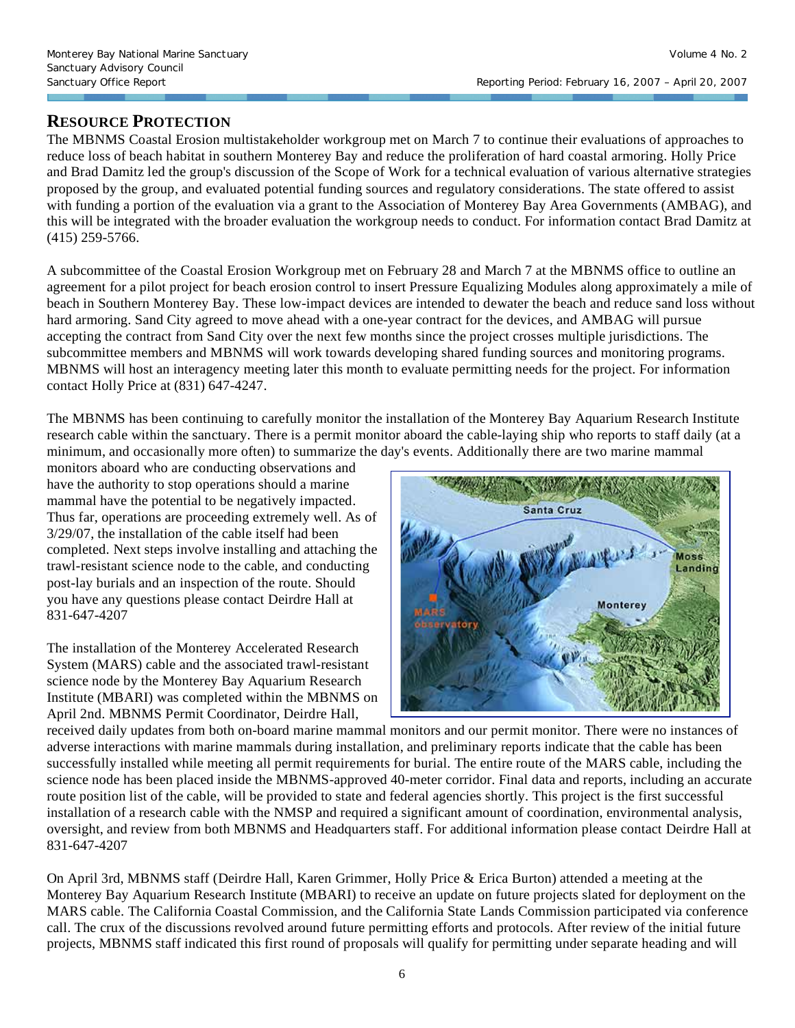## RESOURCE PROTECTION

The MBNMS Coastal Erosion multistakeholder workgroup met on March 7 to continue their evaluations of approaches to reduce loss of beach habitat in southern Monterey Bay and reduce the proliferation of hard coastal armoring. Holly Price and Brad Damitz led the group's discussion of the Scope of Work for a technical evaluation of various alternative strategies proposed by the group, and evaluated potential funding sources and regulatory considerations. The state offered to assist with funding a portion of the evaluation via a grant to the Association of Monterey Bay Area Governments (AMBAG), and this will be integrated with the broader evaluation the workgroup needs to conduct. For information contact Brad Damitz at (415) 259-5766.

A subcommittee of the Coastal Erosion Workgroup met on February 28 and March 7 at the MBNMS office to outline an agreement for a pilot project for beach erosion control to insert Pressure Equalizing Modules along approximately a mile of beach in Southern Monterey Bay. These low-impact devices are intended to dewater the beach and reduce sand loss without hard armoring. Sand City agreed to move ahead with a one-year contract for the devices, and AMBAG will pursue accepting the contract from Sand City over the next few months since the project crosses multiple jurisdictions. The subcommittee members and MBNMS will work towards developing shared funding sources and monitoring programs. MBNMS will host an interagency meeting later this month to evaluate permitting needs for the project. For information contact Holly Price at (831) 647-4247.

The MBNMS has been continuing to carefully monitor the installation of the Monterey Bay Aquarium Research Institute research cable within the sanctuary. There is a permit monitor aboard the cable-laying ship who reports to staff daily (at a minimum, and occasionally more often) to summarize the day's events. Additionally there are two marine mammal monitors aboard who are conducting observations and have the authority to stop operations should a marine mammal have the potential to be negatively impacted. Thus far, operations are proceeding extremely well. As of 3/29/07, the installation of the cable itself had been completed. Next steps involve installing and attaching the trawl-resistant science node to the cable, and conducting post-lay burials and an inspection of the route. Should you have any questions please contact Deirdre Hall at 831-647-4207

The installation of the Monterey Accelerated Research System (MARS) cable and the associated trawl-resistant science node by the Monterey Bay Aquarium Research Institute (MBARI) was completed within the MBNMS on April 2nd. MBNMS Permit Coordinator, Deirdre Hall, received daily updates from both on-board marine mammal monitors and our permit monitor. There were no instances of adverse interactions with marine mammals during installation, and preliminary reports indicate that the cable has been successfully installed while meeting all permit requirements for burial. The entire route of the MARS cable, including the science node has been placed inside the MBNMS-approved 40-meter corridor. Final data and reports, including an accurate route position list of the cable, will be provided to state and federal agencies shortly. This project is the first successful installation of a research cable with the NMSP and required a significant amount of coordination, environmental analysis, oversight, and review from both MBNMS and Headquarters staff. For additional information please contact Deirdre Hall at 831-647-4207

On April 3rd, MBNMS staff (Deirdre Hall, Karen Grimmer, Holly Price & Erica Burton) attended a meeting at the Monterey Bay Aquarium Research Institute (MBARI) to receive an update on future projects slated for deployment on the MARS cable. The California Coastal Commission, and the California State Lands Commission participated via conference call. The crux of the discussions revolved around future permitting efforts and protocols. After review of the initial future projects, MBNMS staff indicated this first round of proposals will qualify for permitting under separate heading and will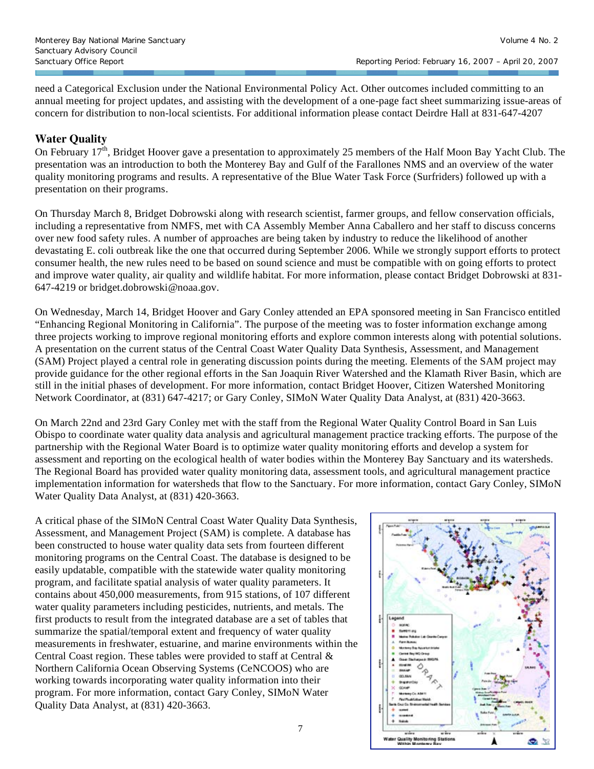need a Categorical Exclusion under the National Environmental Policy Act. Other outcomes included committing to an annual meeting for project updates, and assisting with the development of a one-page fact sheet summarizing issue-areas of concern for distribution to non-local scientists. For additional information please contact Deirdre Hall at 831-647-4207

## Water Quality

On February 17th, Bridget Hoover gave a presentation to approximately 25 members of the Half Moon Bay Yacht Club. The presentation was an introduction to both the Monterey Bay and Gulf of the Farallones NMS and an overview of the water quality monitoring programs and results. A representative of the Blue Water Task Force (Surfriders) followed up with a presentation on their programs.

On Thursday March 8, Bridget Dobrowski along with research scientist, farmer groups, and fellow conservation officials, including a representative from NMFS, met with CA Assembly Member Anna Caballero and her staff to discuss concerns over new food safety rules. A number of approaches are being taken by industry to reduce the likelihood of another devastating E. coli outbreak like the one that occurred during September 2006. While we strongly support efforts to protect consumer health, the new rules need to be based on sound science and must be compatible with on going efforts to protect and improve water quality, air quality and wildlife habitat. For more information, please contact Bridget Dobrowski at 831-647-4219 or bridget.dobrowski@noaa.gov.

On Wednesday, March 14, Bridget Hoover and Gary Conley attended an EPA sponsored meeting in San Francisco entitled "Enhancing Regional Monitoring in California". The purpose of the meeting was to foster information exchange among three projects working to improve regional monitoring efforts and explore common interests along with potential solutions. A presentation on the current status of the Central Coast Water Quality Data Synthesis, Assessment, and Management (SAM) Project played a central role in generating discussion points during the meeting. Elements of the SAM project may provide guidance for the other regional efforts in the San Joaquin River Watershed and the Klamath River Basin, which are still in the initial phases of development. For more information, contact Bridget Hoover, Citizen Watershed Monitoring Network Coordinator, at (831) 647-4217; or Gary Conley, SIMoN Water Quality Data Analyst, at (831) 420-3663.

On March 22nd and 23rd Gary Conley met with the staff from the Regional Water Quality Control Board in San Luis Obispo to coordinate water quality data analysis and agricultural management practice tracking efforts. The purpose of the partnership with the Regional Water Board is to optimize water quality monitoring efforts and develop a system for assessment and reporting on the ecological health of water bodies within the Monterey Bay Sanctuary and its watersheds. The Regional Board has provided water quality monitoring data, assessment tools, and agricultural management practice implementation information for watersheds that flow to the Sanctuary. For more information, contact Gary Conley, SIMoN Water Quality Data Analyst, at (831) 420-3663.

A critical phase of the SIMoN Central Coast Water Quality Data Synthesis, Assessment, and Management Project (SAM) is complete. A database has been constructed to house water quality data sets from fourteen different monitoring programs on the Central Coast. The database is designed to be easily updatable, compatible with the statewide water quality monitoring program, and facilitate spatial analysis of water quality parameters. It contains about 450,000 measurements, from 915 stations, of 107 different water quality parameters including pesticides, nutrients, and metals. The first products to result from the integrated database are a set of tables that summarize the spatial/temporal extent and frequency of water quality measurements in freshwater, estuarine, and marine environments within the Central Coast region. These tables were provided to staff at Central & Northern California Ocean Observing Systems (CeNCOOS) who are working towards incorporating water quality information into their program. For more information, contact Gary Conley, SIMoN Water Quality Data Analyst, at (831) 420-3663.

Water Quality Monitoring Stations Within Monterey Bay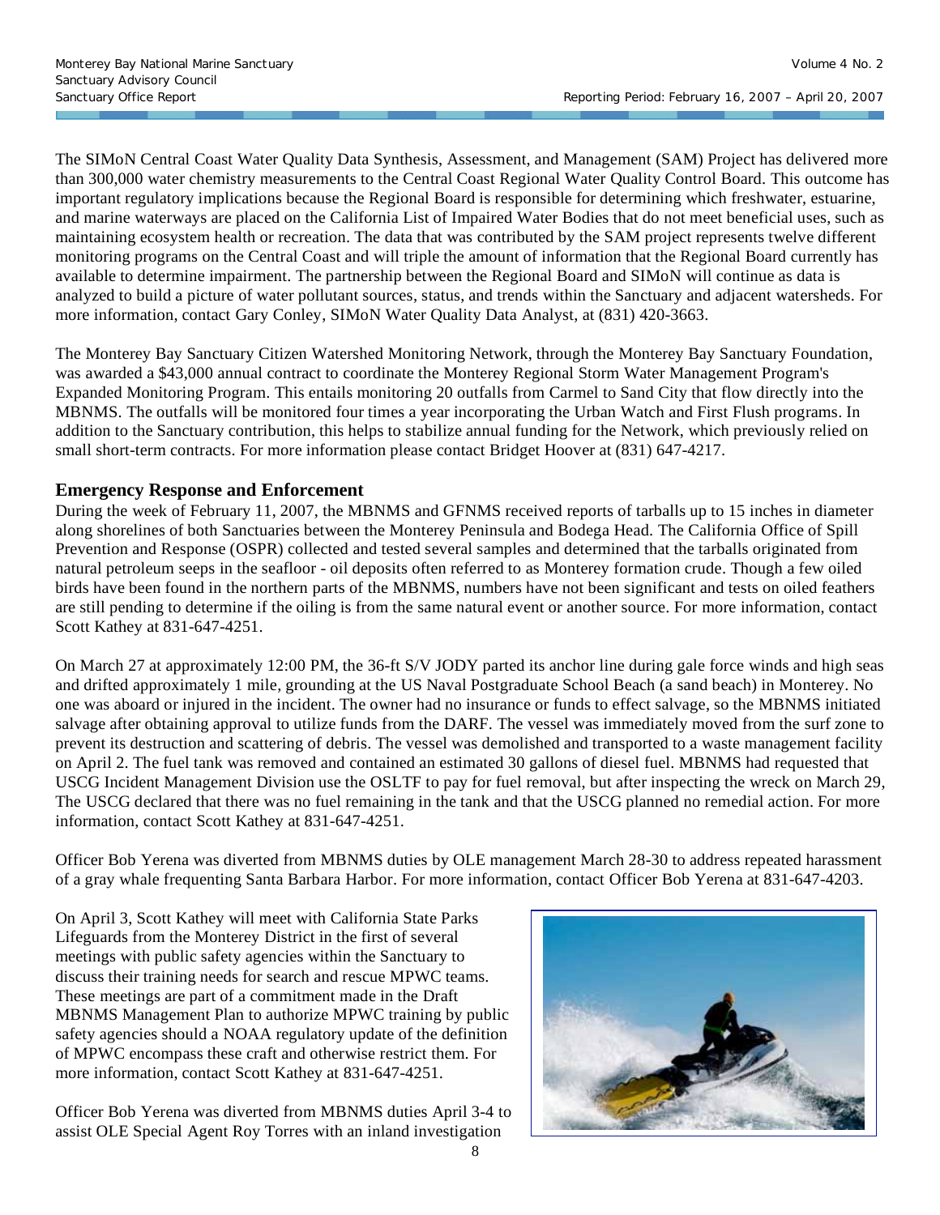The SIMoN Central Coast Water Quality Data Synthesis, Assessment, and Management (SAM) Project has delivered more than 300,000 water chemistry measurements to the Central Coast Regional Water Quality Control Board. This outcome has important regulatory implications because the Regional Board is responsible for determining which freshwater, estuarine, and marine waterways are placed on the California List of Impaired Water Bodies that do not meet beneficial uses, such as maintaining ecosystem health or recreation. The data that was contributed by the SAM project represents twelve different monitoring programs on the Central Coast and will triple the amount of information that the Regional Board currently has available to determine impairment. The partnership between the Regional Board and SIMoN will continue as data is analyzed to build a picture of water pollutant sources, status, and trends within the Sanctuary and adjacent watersheds. For more information, contact Gary Conley, SIMoN Water Quality Data Analyst, at (831) 420-3663.

The Monterey Bay Sanctuary Citizen Watershed Monitoring Network, through the Monterey Bay Sanctuary Foundation, was awarded a $43,000 annual contract to coordinate the Monterey Regional Storm Water Management Program's Expanded Monitoring Program. This entails monitoring 20 outfalls from Carmel to Sand City that flow directly into the MBNMS. The outfalls will be monitored four times a year incorporating the Urban Watch and First Flush programs. In addition to the Sanctuary contribution, this helps to stabilize annual funding for the Network, which previously relied on small short-term contracts. For more information please contact Bridget Hoover at (831) 647-4217.

## Emergency Response and Enforcement

During the week of February 11, 2007, the MBNMS and GFNMS received reports of tarballs up to 15 inches in diameter along shorelines of both Sanctuaries between the Monterey Peninsula and Bodega Head. The California Office of Spill Prevention and Response (OSPR) collected and tested several samples and determined that the tarballs originated from natural petroleum seeps in the seafloor - oil deposits often referred to as Monterey formation crude. Though a few oiled birds have been found in the northern parts of the MBNMS, numbers have not been significant and tests on oiled feathers are still pending to determine if the oiling is from the same natural event or another source. For more information, contact Scott Kathey at 831-647-4251.

On March 27 at approximately 12:00 PM, the 36-ft S/V JODY parted its anchor line during gale force winds and high seas and drifted approximately 1 mile, grounding at the US Naval Postgraduate School Beach (a sand beach) in Monterey. No one was aboard or injured in the incident. The owner had no insurance or funds to effect salvage, so the MBNMS initiated salvage after obtaining approval to utilize funds from the DARF. The vessel was immediately moved from the surf zone to prevent its destruction and scattering of debris. The vessel was demolished and transported to a waste management facility on April 2. The fuel tank was removed and contained an estimated 30 gallons of diesel fuel. MBNMS had requested that USCG Incident Management Division use the OSLTF to pay for fuel removal, but after inspecting the wreck on March 29, The USCG declared that there was no fuel remaining in the tank and that the USCG planned no remedial action. For more information, contact Scott Kathey at 831-647-4251.

Officer Bob Yerena was diverted from MBNMS duties by OLE management March 28-30 to address repeated harassment of a gray whale frequenting Santa Barbara Harbor. For more information, contact Officer Bob Yerena at 831-647-4203.

On April 3, Scott Kathey will meet with California State Parks Lifeguards from the Monterey District in the first of several meetings with public safety agencies within the Sanctuary to discuss their training needs for search and rescue MPWC teams. These meetings are part of a commitment made in the Draft MBNMS Management Plan to authorize MPWC training by public safety agencies should a NOAA regulatory update of the definition of MPWC encompass these craft and otherwise restrict them. For more information, contact Scott Kathey at 831-647-4251.

Officer Bob Yerena was diverted from MBNMS duties April 3-4 to assist OLE Special Agent Roy Torres with an inland investigation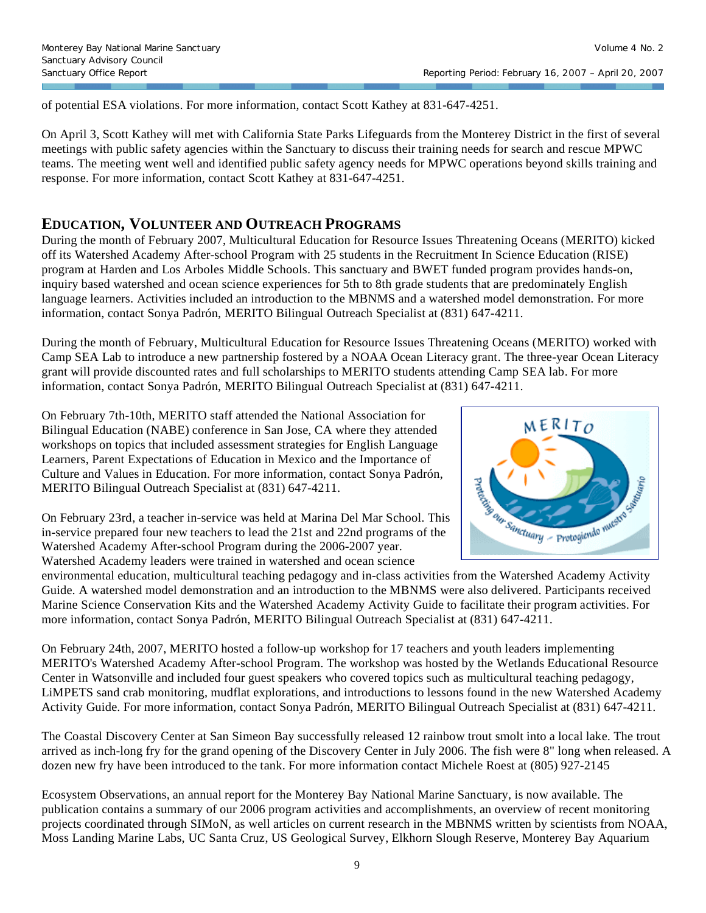of potential ESA violations. For more information, contact Scott Kathey at 831-647-4251.

On April 3, Scott Kathey will met with California State Parks Lifeguards from the Monterey District in the first of several meetings with public safety agencies within the Sanctuary to discuss their training needs for search and rescue MPWC teams. The meeting went well and identified public safety agency needs for MPWC operations beyond skills training and response. For more information, contact Scott Kathey at 831-647-4251.

## EDUCATION, VOLUNTEER AND OUTREACH PROGRAMS

During the month of February 2007, Multicultural Education for Resource Issues Threatening Oceans (MERITO) kicked off its Watershed Academy After-school Program with 25 students in the Recruitment In Science Education (RISE) program at Harden and Los Arboles Middle Schools. This sanctuary and BWET funded program provides hands-on, inquiry based watershed and ocean science experiences for 5th to 8th grade students that are predominately English language learners. Activities included an introduction to the MBNMS and a watershed model demonstration. For more information, contact Sonya Padrón, MERITO Bilingual Outreach Specialist at (831) 647-4211.

During the month of February, Multicultural Education for Resource Issues Threatening Oceans (MERITO) worked with Camp SEA Lab to introduce a new partnership fostered by a NOAA Ocean Literacy grant. The three-year Ocean Literacy grant will provide discounted rates and full scholarships to MERITO students attending Camp SEA lab. For more information, contact Sonya Padrón, MERITO Bilingual Outreach Specialist at (831) 647-4211.

On February 7th-10th, MERITO staff attended the National Association for Bilingual Education (NABE) conference in San Jose, CA where they attended workshops on topics that included assessment strategies for English Language Learners, Parent Expectations of Education in Mexico and the Importance of Culture and Values in Education. For more information, contact Sonya Padrón, MERITO Bilingual Outreach Specialist at (831) 647-4211.

On February 23rd, a teacher in-service was held at Marina Del Mar School. This in-service prepared four new teachers to lead the 21st and 22nd programs of the Watershed Academy After-school Program during the 2006-2007 year. Watershed Academy leaders were trained in watershed and ocean science environmental education, multicultural teaching pedagogy and in-class activities from the Watershed Academy Activity Guide. A watershed model demonstration and an introduction to the MBNMS were also delivered. Participants received Marine Science Conservation Kits and the Watershed Academy Activity Guide to facilitate their program activities. For more information, contact Sonya Padrón, MERITO Bilingual Outreach Specialist at (831) 647-4211.

On February 24th, 2007, MERITO hosted a follow-up workshop for 17 teachers and youth leaders implementing MERITO's Watershed Academy After-school Program. The workshop was hosted by the Wetlands Educational Resource Center in Watsonville and included four guest speakers who covered topics such as multicultural teaching pedagogy, LiMPETS sand crab monitoring, mudflat explorations, and introductions to lessons found in the new Watershed Academy Activity Guide. For more information, contact Sonya Padrón, MERITO Bilingual Outreach Specialist at (831) 647-4211.

The Coastal Discovery Center at San Simeon Bay successfully released 12 rainbow trout smolt into a local lake. The trout arrived as inch-long fry for the grand opening of the Discovery Center in July 2006. The fish were 8" long when released. A dozen new fry have been introduced to the tank. For more information contact Michele Roest at (805) 927-2145

Ecosystem Observations, an annual report for the Monterey Bay National Marine Sanctuary, is now available. The publication contains a summary of our 2006 program activities and accomplishments, an overview of recent monitoring projects coordinated through SIMoN, as well articles on current research in the MBNMS written by scientists from NOAA, Moss Landing Marine Labs, UC Santa Cruz, US Geological Survey, Elkhorn Slough Reserve, Monterey Bay Aquarium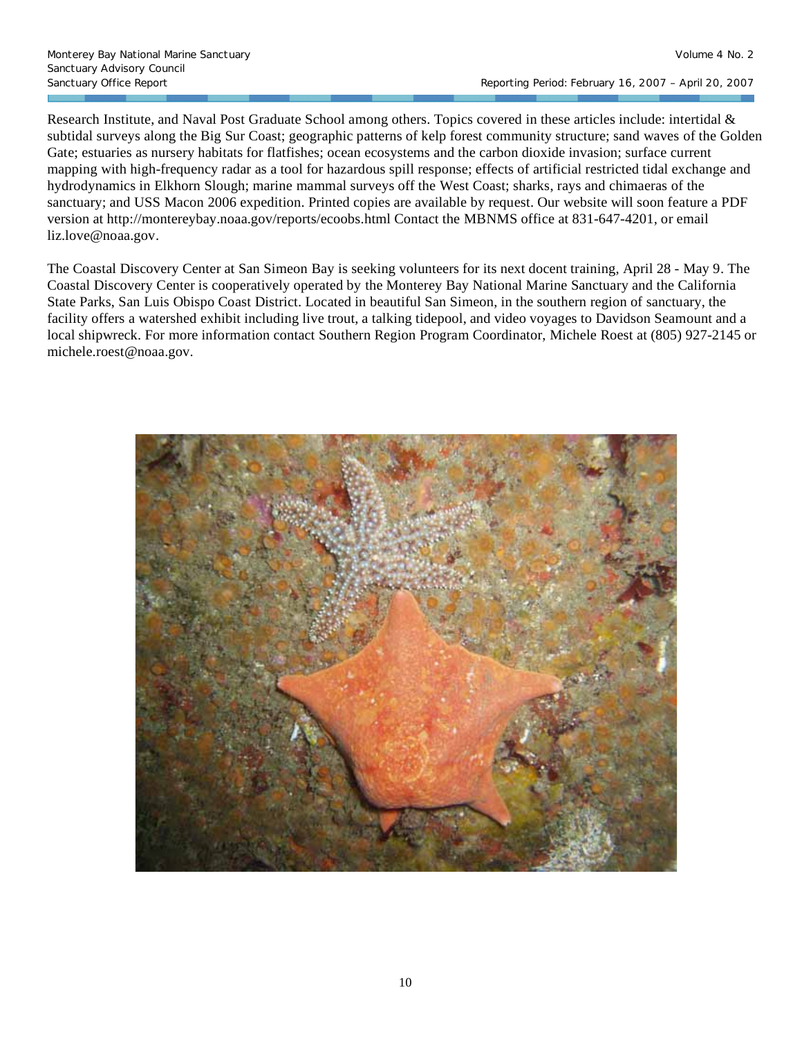Research Institute, and Naval Post Graduate School among others. Topics covered in these articles include: intertidal & subtidal surveys along the Big Sur Coast; geographic patterns of kelp forest community structure; sand waves of the Golden Gate; estuaries as nursery habitats for flatfishes; ocean ecosystems and the carbon dioxide invasion; surface current mapping with high-frequency radar as a tool for hazardous spill response; effects of artificial restricted tidal exchange and hydrodynamics in Elkhorn Slough; marine mammal surveys off the West Coast; sharks, rays and chimaeras of the sanctuary; and USS Macon 2006 expedition. Printed copies are available by request. Our website will soon feature a PDF version at http://montereybay.noaa.gov/reports/ecoobs.html Contact the MBNMS office at 831-647-4201, or email liz.love@noaa.gov.

The Coastal Discovery Center at San Simeon Bay is seeking volunteers for its next docent training, April 28 - May 9. The Coastal Discovery Center is cooperatively operated by the Monterey Bay National Marine Sanctuary and the California State Parks, San Luis Obispo Coast District. Located in beautiful San Simeon, in the southern region of sanctuary, the facility offers a watershed exhibit including live trout, a talking tidepool, and video voyages to Davidson Seamount and a local shipwreck. For more information contact Southern Region Program Coordinator, Michele Roest at (805) 927-2145 or michele.roest@noaa.gov.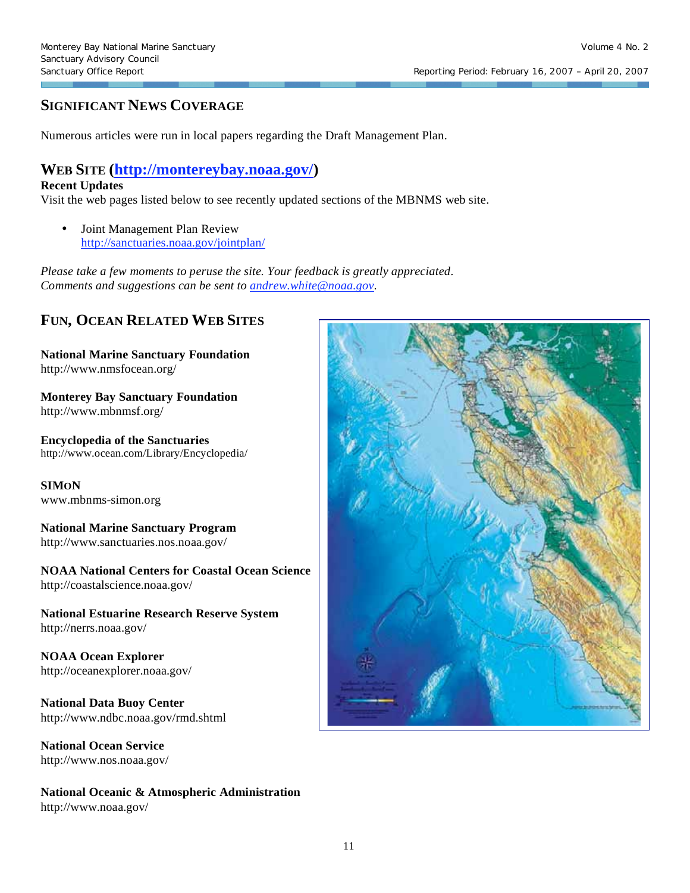## SIGNIFICANT NEWS COVERAGE

Numerous articles were run in local papers regarding the Draft Management Plan.

## WEB SITE (http://montereybay.noaa.gov/)

**Recent Updates**

Visit the web pages listed below to see recently updated sections of the MBNMS web site.

- Joint Management Plan Review
  http://sanctuaries.noaa.gov/jointplan/

*Please take a few moments to peruse the site. Your feedback is greatly appreciated. Comments and suggestions can be sent to andrew.white@noaa.gov.*

## FUN, OCEAN RELATED WEB SITES

**National Marine Sanctuary Foundation**
http://www.nmsfocean.org/

**Monterey Bay Sanctuary Foundation**
http://www.mbnmsf.org/

**Encyclopedia of the Sanctuaries**
http://www.ocean.com/Library/Encyclopedia/

**SIMoN**
www.mbnms-simon.org

**National Marine Sanctuary Program**
http://www.sanctuaries.nos.noaa.gov/

**NOAA National Centers for Coastal Ocean Science**
http://coastalscience.noaa.gov/

**National Estuarine Research Reserve System**
http://nerrs.noaa.gov/

**NOAA Ocean Explorer**
http://oceanexplorer.noaa.gov/

**National Data Buoy Center**
http://www.ndbc.noaa.gov/rmd.shtml

**National Ocean Service**
http://www.nos.noaa.gov/

**National Oceanic & Atmospheric Administration**
http://www.noaa.gov/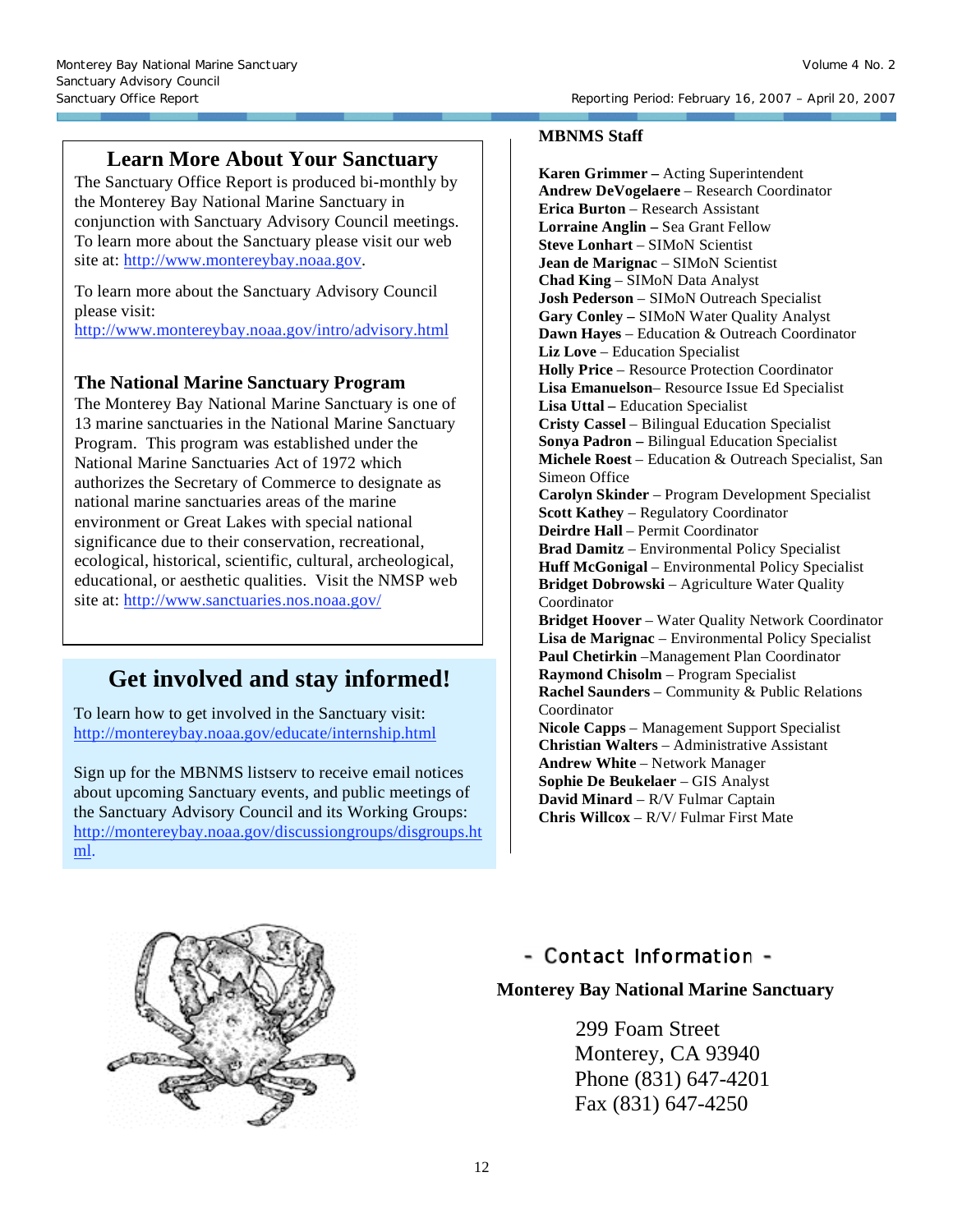## Learn More About Your Sanctuary

The Sanctuary Office Report is produced bi-monthly by the Monterey Bay National Marine Sanctuary in conjunction with Sanctuary Advisory Council meetings. To learn more about the Sanctuary please visit our web site at: http://www.montereybay.noaa.gov.

To learn more about the Sanctuary Advisory Council please visit:
http://www.montereybay.noaa.gov/intro/advisory.html

### The National Marine Sanctuary Program

The Monterey Bay National Marine Sanctuary is one of 13 marine sanctuaries in the National Marine Sanctuary Program. This program was established under the National Marine Sanctuaries Act of 1972 which authorizes the Secretary of Commerce to designate as national marine sanctuaries areas of the marine environment or Great Lakes with special national significance due to their conservation, recreational, ecological, historical, scientific, cultural, archeological, educational, or aesthetic qualities. Visit the NMSP web site at: http://www.sanctuaries.nos.noaa.gov/

## Get involved and stay informed!

To learn how to get involved in the Sanctuary visit:
http://montereybay.noaa.gov/educate/internship.html

Sign up for the MBNMS listserv to receive email notices about upcoming Sanctuary events, and public meetings of the Sanctuary Advisory Council and its Working Groups:
http://montereybay.noaa.gov/discussiongroups/disgroups.html.

### MBNMS Staff

**Karen Grimmer –** Acting Superintendent
**Andrew DeVogelaere** – Research Coordinator
**Erica Burton** – Research Assistant
**Lorraine Anglin –** Sea Grant Fellow
**Steve Lonhart** – SIMoN Scientist
**Jean de Marignac** – SIMoN Scientist
**Chad King** – SIMoN Data Analyst
**Josh Pederson** – SIMoN Outreach Specialist
**Gary Conley –** SIMoN Water Quality Analyst
**Dawn Hayes** – Education & Outreach Coordinator
**Liz Love** – Education Specialist
**Holly Price** – Resource Protection Coordinator
**Lisa Emanuelson**– Resource Issue Ed Specialist
**Lisa Uttal –** Education Specialist
**Cristy Cassel** – Bilingual Education Specialist
**Sonya Padron –** Bilingual Education Specialist
**Michele Roest** – Education & Outreach Specialist, San Simeon Office
**Carolyn Skinder** – Program Development Specialist
**Scott Kathey** – Regulatory Coordinator
**Deirdre Hall** – Permit Coordinator
**Brad Damitz** – Environmental Policy Specialist
**Huff McGonigal** – Environmental Policy Specialist
**Bridget Dobrowski** – Agriculture Water Quality Coordinator
**Bridget Hoover** – Water Quality Network Coordinator
**Lisa de Marignac** – Environmental Policy Specialist
**Paul Chetirkin** –Management Plan Coordinator
**Raymond Chisolm** – Program Specialist
**Rachel Saunders** – Community & Public Relations Coordinator
**Nicole Capps** – Management Support Specialist
**Christian Walters** – Administrative Assistant
**Andrew White** – Network Manager
**Sophie De Beukelaer** – GIS Analyst
**David Minard** – R/V Fulmar Captain
**Chris Willcox** – R/V/ Fulmar First Mate

### - Contact Information -

**Monterey Bay National Marine Sanctuary**

299 Foam Street
Monterey, CA 93940
Phone (831) 647-4201
Fax (831) 647-4250